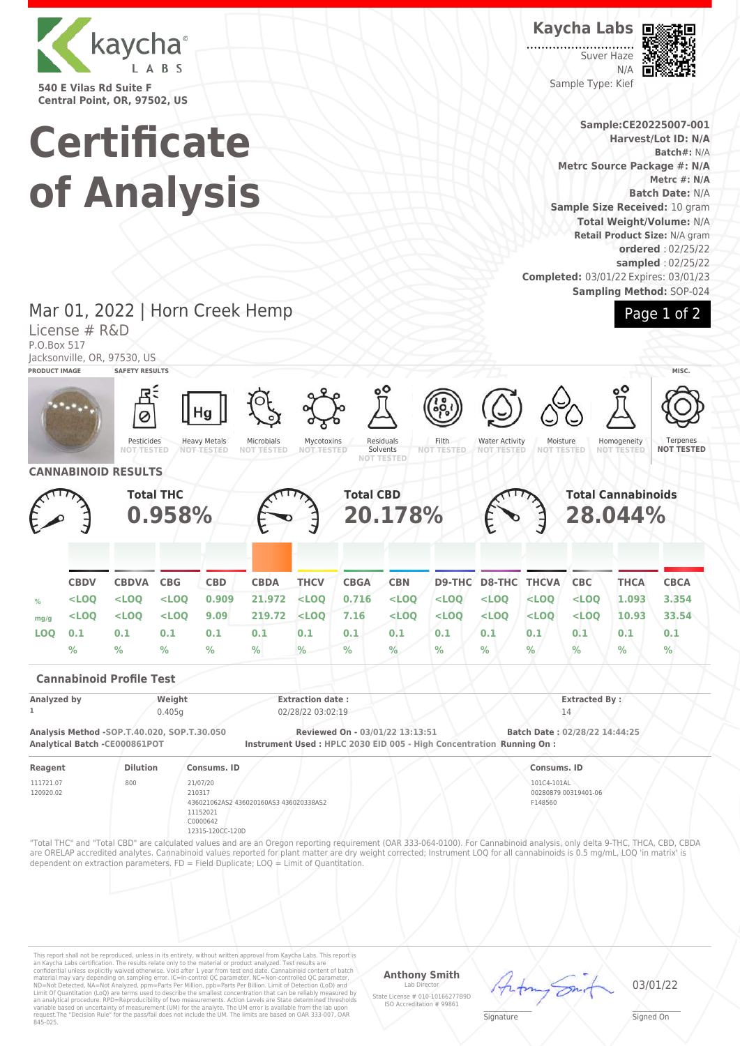kaycha LABS

540 E Vilas Rd Suite F
Central Point, OR, 97502, US

# Certificate of Analysis

**Kaycha Labs**

Suver Haze
N/A
Sample Type: Kief

**Sample:CE20225007-001**
**Harvest/Lot ID: N/A**
**Batch#:** N/A
**Metrc Source Package #: N/A**
**Metrc #: N/A**
**Batch Date:** N/A
**Sample Size Received:** 10 gram
**Total Weight/Volume:** N/A
**Retail Product Size:** N/A gram
**ordered** : 02/25/22
**sampled** : 02/25/22
**Completed:** 03/01/22 Expires: 03/01/23
**Sampling Method:** SOP-024

Mar 01, 2022 | Horn Creek Hemp
License # R&D
P.O.Box 517
Jacksonville, OR, 97530, US

**PRODUCT IMAGE** | **SAFETY RESULTS** | **MISC.**

| Pesticides | Heavy Metals | Microbials | Mycotoxins | Residuals Solvents | Filth | Water Activity | Moisture | Homogeneity | Terpenes |
|---|---|---|---|---|---|---|---|---|---|
| NOT TESTED | NOT TESTED | NOT TESTED | NOT TESTED | NOT TESTED | NOT TESTED | NOT TESTED | NOT TESTED | NOT TESTED | NOT TESTED |

## CANNABINOID RESULTS

**Total THC** 0.958% | **Total CBD** 20.178% | **Total Cannabinoids** 28.044%

| | CBDV | CBDVA | CBG | CBD | CBDA | THCV | CBGA | CBN | D9-THC | D8-THC | THCVA | CBC | THCA | CBCA |
|---|---|---|---|---|---|---|---|---|---|---|---|---|---|---|
| % | <LOQ | <LOQ | <LOQ | 0.909 | 21.972 | <LOQ | 0.716 | <LOQ | <LOQ | <LOQ | <LOQ | <LOQ | 1.093 | 3.354 |
| mg/g | <LOQ | <LOQ | <LOQ | 9.09 | 219.72 | <LOQ | 7.16 | <LOQ | <LOQ | <LOQ | <LOQ | <LOQ | 10.93 | 33.54 |
| LOQ | 0.1 % | 0.1 % | 0.1 % | 0.1 % | 0.1 % | 0.1 % | 0.1 % | 0.1 % | 0.1 % | 0.1 % | 0.1 % | 0.1 % | 0.1 % | 0.1 % |

### Cannabinoid Profile Test

| Analyzed by | Weight | Extraction date : | Extracted By : |
|---|---|---|---|
| 1 | 0.405g | 02/28/22 03:02:19 | 14 |

**Analysis Method** -SOP.T.40.020, SOP.T.30.050
**Analytical Batch** -CE000861POT
**Reviewed On** - 03/01/22 13:13:51
**Instrument Used** : HPLC 2030 EID 005 - High Concentration **Running On** :
**Batch Date** : 02/28/22 14:44:25

| Reagent | Dilution | Consums. ID | Consums. ID |
|---|---|---|---|
| 111721.07<br>120920.02 | 800 | 21/07/20<br>210317<br>436021062AS2 436020160AS3 436020338AS2<br>11152021<br>C0000642<br>12315-120CC-120D | 101C4-101AL<br>00280879 00319401-06<br>F148560 |

"Total THC" and "Total CBD" are calculated values and are an Oregon reporting requirement (OAR 333-064-0100). For Cannabinoid analysis, only delta 9-THC, THCA, CBD, CBDA are ORELAP accredited analytes. Cannabinoid values reported for plant matter are dry weight corrected; Instrument LOQ for all cannabinoids is 0.5 mg/mL, LOQ 'in matrix' is dependent on extraction parameters. FD = Field Duplicate; LOQ = Limit of Quantitation.

This report shall not be reproduced, unless in its entirety, without written approval from Kaycha Labs. This report is an Kaycha Labs certification. The results relate only to the material or product analyzed. Test results are confidential unless explicitly waived otherwise. Void after 1 year from test end date. Cannabinoid content of batch material may vary depending on sampling error. IC=In-control QC parameter, NC=Non-controlled QC parameter, ND=Not Detected, NA=Not Analyzed, ppm=Parts Per Million, ppb=Parts Per Billion. Limit of Detection (LoD) and Limit Of Quantitation (LoQ) are terms used to describe the smallest concentration that can be reliably measured by an analytical procedure. RPD=Reproducibility of measurement (UM) for the analyte. Action Levels are State determined thresholds variable based on uncertainty of measurement (UM) for the analyte. The UM error is available from the lab upon request.The "Decision Rule" for the pass/fail does not include the UM. The limits are based on OAR 333-007, OAR 845-025.

**Anthony Smith**
Lab Director
State License # 010-10166277B9D
ISO Accreditation # 99861

Signature

03/01/22
Signed On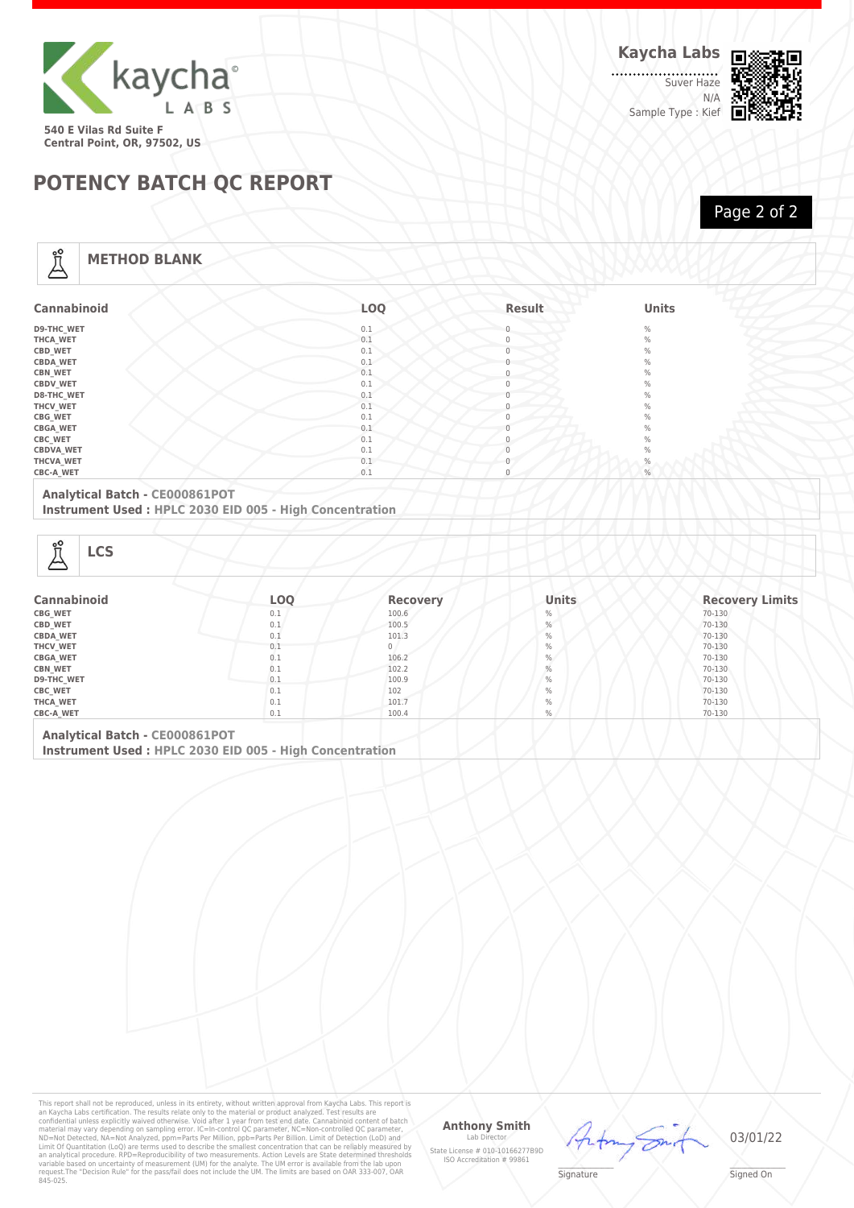**Kaycha Labs**

Suver Haze
N/A
Sample Type : Kief

540 E Vilas Rd Suite F
Central Point, OR, 97502, US

# POTENCY BATCH QC REPORT

## METHOD BLANK

| Cannabinoid | LOQ | Result | Units |
|---|---|---|---|
| D9-THC_WET | 0.1 | 0 | % |
| THCA_WET | 0.1 | 0 | % |
| CBD_WET | 0.1 | 0 | % |
| CBDA_WET | 0.1 | 0 | % |
| CBN_WET | 0.1 | 0 | % |
| CBDV_WET | 0.1 | 0 | % |
| D8-THC_WET | 0.1 | 0 | % |
| THCV_WET | 0.1 | 0 | % |
| CBG_WET | 0.1 | 0 | % |
| CBGA_WET | 0.1 | 0 | % |
| CBC_WET | 0.1 | 0 | % |
| CBDVA_WET | 0.1 | 0 | % |
| THCVA_WET | 0.1 | 0 | % |
| CBC-A_WET | 0.1 | 0 | % |

**Analytical Batch -** CE000861POT
**Instrument Used :** HPLC 2030 EID 005 - High Concentration

## LCS

| Cannabinoid | LOQ | Recovery | Units | Recovery Limits |
|---|---|---|---|---|
| CBG_WET | 0.1 | 100.6 | % | 70-130 |
| CBD_WET | 0.1 | 100.5 | % | 70-130 |
| CBDA_WET | 0.1 | 101.3 | % | 70-130 |
| THCV_WET | 0.1 | 0 | % | 70-130 |
| CBGA_WET | 0.1 | 106.2 | % | 70-130 |
| CBN_WET | 0.1 | 102.2 | % | 70-130 |
| D9-THC_WET | 0.1 | 100.9 | % | 70-130 |
| CBC_WET | 0.1 | 102 | % | 70-130 |
| THCA_WET | 0.1 | 101.7 | % | 70-130 |
| CBC-A_WET | 0.1 | 100.4 | % | 70-130 |

**Analytical Batch -** CE000861POT
**Instrument Used :** HPLC 2030 EID 005 - High Concentration

This report shall not be reproduced, unless in its entirety, without written approval from Kaycha Labs. This report is an Kaycha Labs certification. The results relate only to the material or product analyzed. Test results are confidential unless explicitly waived otherwise. Void after 1 year from test end date. Cannabinoid content of batch material may vary depending on sampling error. IC=In-control QC parameter, NC=Non-controlled QC parameter, ND=Not Detected, NA=Not Analyzed, ppm=Parts Per Million, ppb=Parts Per Billion. Limit of Detection (LoD) and Limit Of Quantitation (LoQ) are terms used to describe the smallest concentration that can be reliably measured by an analytical procedure. RPD=Reproducibility of two measurements. Action Levels are State determined thresholds variable based on uncertainty of measurement (UM) for the analyte. The UM error is available from the lab upon request.The "Decision Rule" for the pass/fail does not include the UM. The limits are based on OAR 333-007, OAR 845-025.

**Anthony Smith**
Lab Director
State License # 010-10166277B9D
ISO Accreditation # 99861

Signature

03/01/22
Signed On